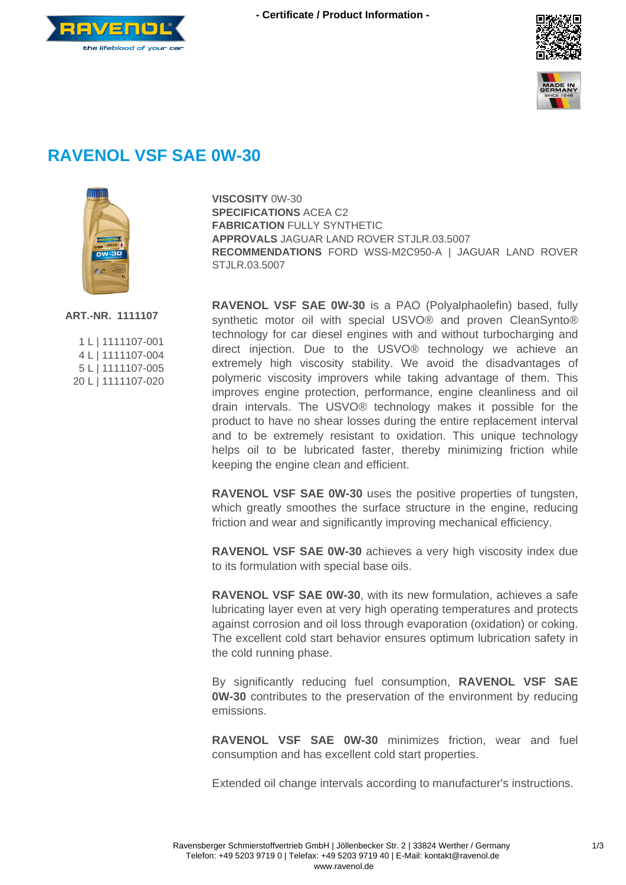- Certificate / Product Information -

# RAVENOL VSF SAE 0W-30

**ART.-NR. 1111107**

1 L | 1111107-001
4 L | 1111107-004
5 L | 1111107-005
20 L | 1111107-020

**VISCOSITY** 0W-30
**SPECIFICATIONS** ACEA C2
**FABRICATION** FULLY SYNTHETIC
**APPROVALS** JAGUAR LAND ROVER STJLR.03.5007
**RECOMMENDATIONS** FORD WSS-M2C950-A | JAGUAR LAND ROVER STJLR.03.5007

**RAVENOL VSF SAE 0W-30** is a PAO (Polyalphaolefin) based, fully synthetic motor oil with special USVO® and proven CleanSynto® technology for car diesel engines with and without turbocharging and direct injection. Due to the USVO® technology we achieve an extremely high viscosity stability. We avoid the disadvantages of polymeric viscosity improvers while taking advantage of them. This improves engine protection, performance, engine cleanliness and oil drain intervals. The USVO® technology makes it possible for the product to have no shear losses during the entire replacement interval and to be extremely resistant to oxidation. This unique technology helps oil to be lubricated faster, thereby minimizing friction while keeping the engine clean and efficient.

**RAVENOL VSF SAE 0W-30** uses the positive properties of tungsten, which greatly smoothes the surface structure in the engine, reducing friction and wear and significantly improving mechanical efficiency.

**RAVENOL VSF SAE 0W-30** achieves a very high viscosity index due to its formulation with special base oils.

**RAVENOL VSF SAE 0W-30**, with its new formulation, achieves a safe lubricating layer even at very high operating temperatures and protects against corrosion and oil loss through evaporation (oxidation) or coking. The excellent cold start behavior ensures optimum lubrication safety in the cold running phase.

By significantly reducing fuel consumption, **RAVENOL VSF SAE 0W-30** contributes to the preservation of the environment by reducing emissions.

**RAVENOL VSF SAE 0W-30** minimizes friction, wear and fuel consumption and has excellent cold start properties.

Extended oil change intervals according to manufacturer's instructions.

Ravensberger Schmierstoffvertrieb GmbH | Jöllenbecker Str. 2 | 33824 Werther / Germany
Telefon: +49 5203 9719 0 | Telefax: +49 5203 9719 40 | E-Mail: kontakt@ravenol.de
www.ravenol.de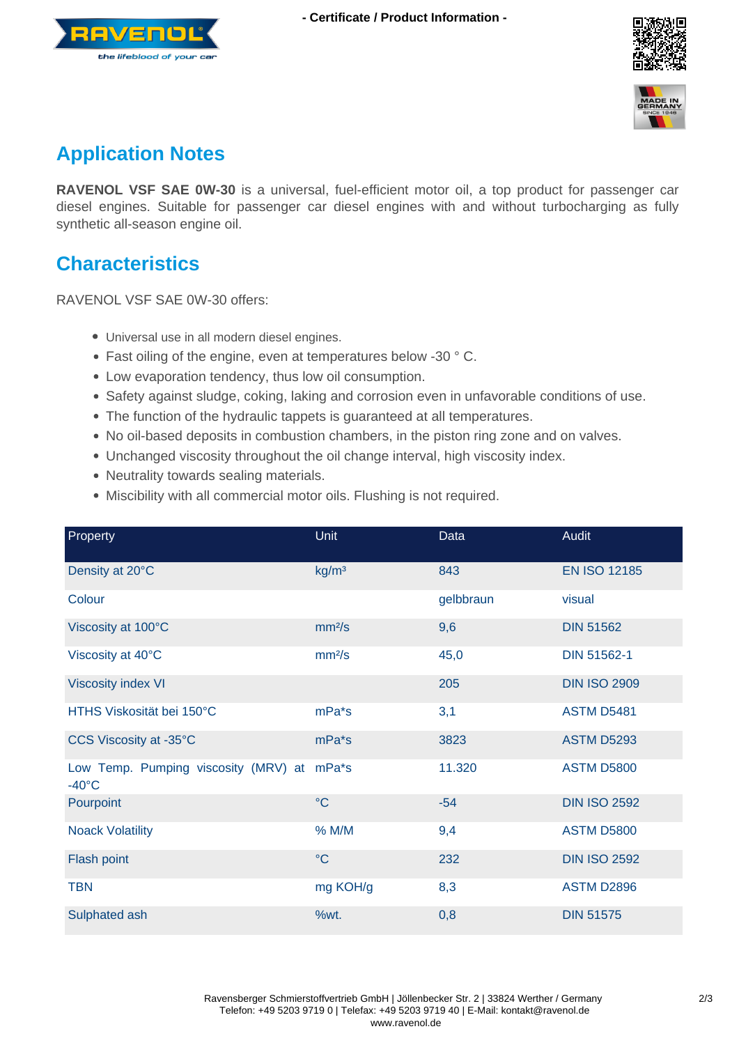## Application Notes

**RAVENOL VSF SAE 0W-30** is a universal, fuel-efficient motor oil, a top product for passenger car diesel engines. Suitable for passenger car diesel engines with and without turbocharging as fully synthetic all-season engine oil.

## Characteristics

RAVENOL VSF SAE 0W-30 offers:

- Universal use in all modern diesel engines.
- Fast oiling of the engine, even at temperatures below -30 ° C.
- Low evaporation tendency, thus low oil consumption.
- Safety against sludge, coking, laking and corrosion even in unfavorable conditions of use.
- The function of the hydraulic tappets is guaranteed at all temperatures.
- No oil-based deposits in combustion chambers, in the piston ring zone and on valves.
- Unchanged viscosity throughout the oil change interval, high viscosity index.
- Neutrality towards sealing materials.
- Miscibility with all commercial motor oils. Flushing is not required.

| Property | Unit | Data | Audit |
|---|---|---|---|
| Density at 20°C | kg/m³ | 843 | EN ISO 12185 |
| Colour | | gelbbraun | visual |
| Viscosity at 100°C | mm²/s | 9,6 | DIN 51562 |
| Viscosity at 40°C | mm²/s | 45,0 | DIN 51562-1 |
| Viscosity index VI | | 205 | DIN ISO 2909 |
| HTHS Viskosität bei 150°C | mPa*s | 3,1 | ASTM D5481 |
| CCS Viscosity at -35°C | mPa*s | 3823 | ASTM D5293 |
| Low Temp. Pumping viscosity (MRV) at -40°C | mPa*s | 11.320 | ASTM D5800 |
| Pourpoint | °C | -54 | DIN ISO 2592 |
| Noack Volatility | % M/M | 9,4 | ASTM D5800 |
| Flash point | °C | 232 | DIN ISO 2592 |
| TBN | mg KOH/g | 8,3 | ASTM D2896 |
| Sulphated ash | %wt. | 0,8 | DIN 51575 |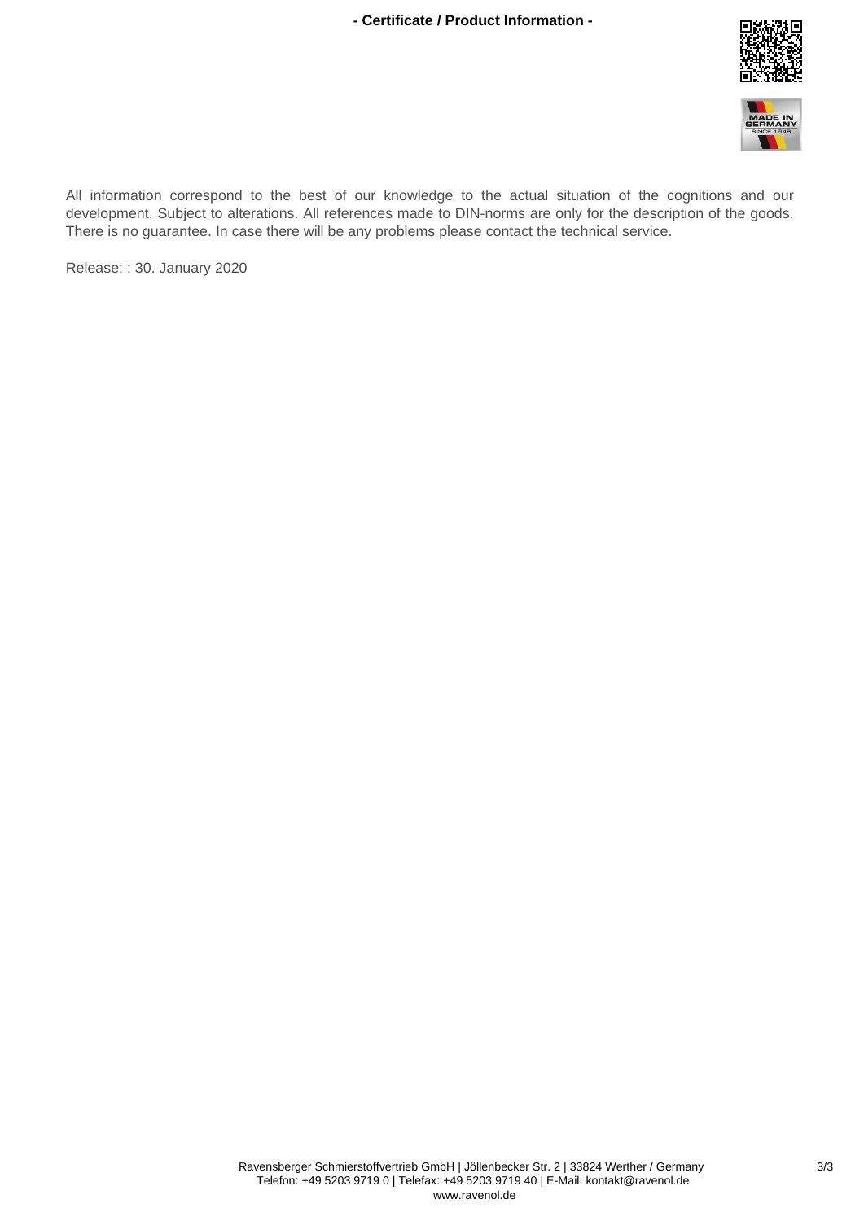All information correspond to the best of our knowledge to the actual situation of the cognitions and our development. Subject to alterations. All references made to DIN-norms are only for the description of the goods. There is no guarantee. In case there will be any problems please contact the technical service.

Release: : 30. January 2020